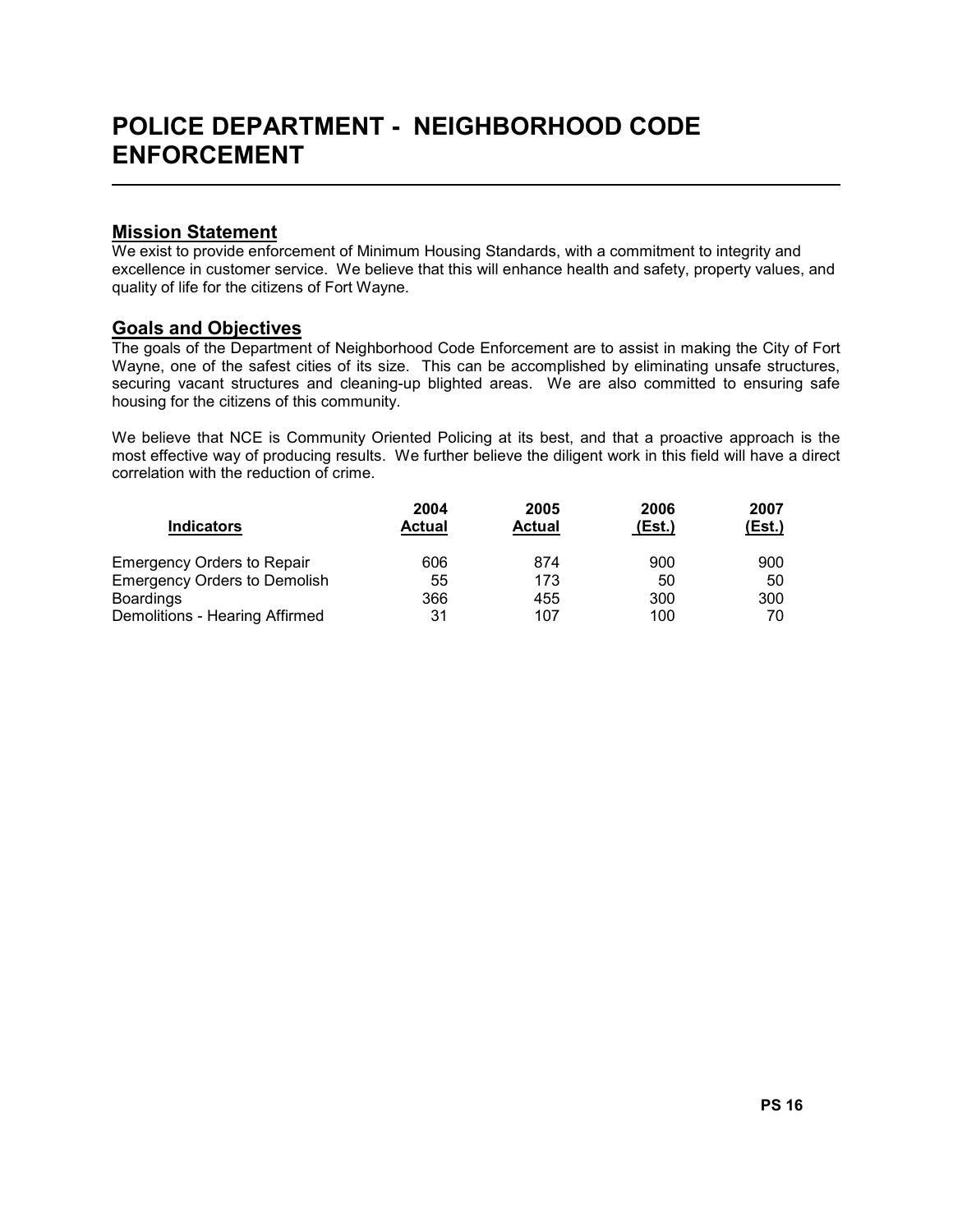# POLICE DEPARTMENT - NEIGHBORHOOD CODE ENFORCEMENT

## Mission Statement

We exist to provide enforcement of Minimum Housing Standards, with a commitment to integrity and excellence in customer service. We believe that this will enhance health and safety, property values, and quality of life for the citizens of Fort Wayne.

## Goals and Objectives

The goals of the Department of Neighborhood Code Enforcement are to assist in making the City of Fort Wayne, one of the safest cities of its size. This can be accomplished by eliminating unsafe structures, securing vacant structures and cleaning-up blighted areas. We are also committed to ensuring safe housing for the citizens of this community.

We believe that NCE is Community Oriented Policing at its best, and that a proactive approach is the most effective way of producing results. We further believe the diligent work in this field will have a direct correlation with the reduction of crime.

| Indicators | 2004 Actual | 2005 Actual | 2006 (Est.) | 2007 (Est.) |
|---|---|---|---|---|
| Emergency Orders to Repair | 606 | 874 | 900 | 900 |
| Emergency Orders to Demolish | 55 | 173 | 50 | 50 |
| Boardings | 366 | 455 | 300 | 300 |
| Demolitions - Hearing Affirmed | 31 | 107 | 100 | 70 |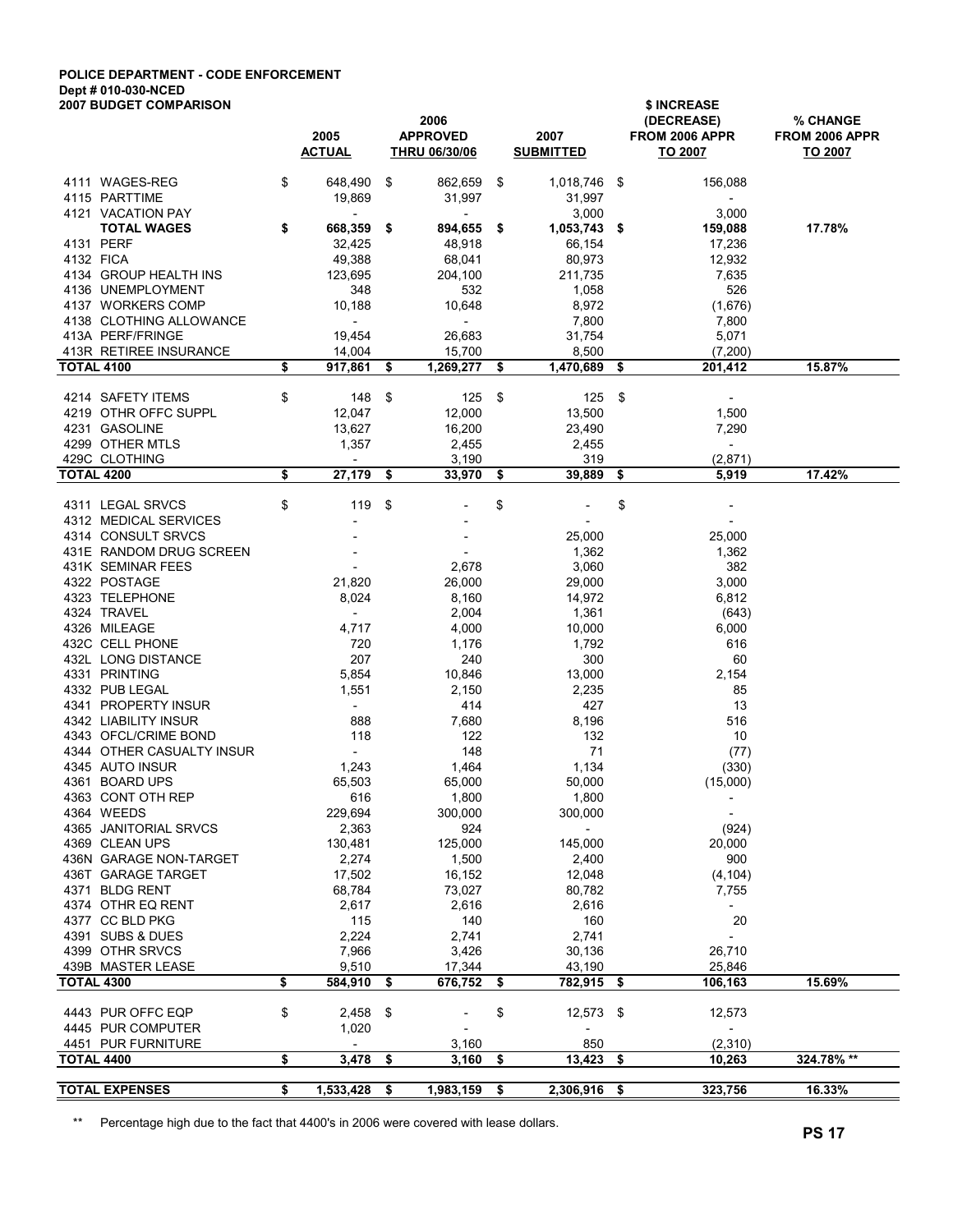**POLICE DEPARTMENT - CODE ENFORCEMENT**
**Dept # 010-030-NCED**
**2007 BUDGET COMPARISON**

| | 2005 ACTUAL | 2006 APPROVED THRU 06/30/06 | 2007 SUBMITTED | $ INCREASE (DECREASE) FROM 2006 APPR TO 2007 | % CHANGE FROM 2006 APPR TO 2007 |
|---|---|---|---|---|---|
| 4111 WAGES-REG | $ 648,490 | $ 862,659 | $ 1,018,746 | $ 156,088 | |
| 4115 PARTTIME | 19,869 | 31,997 | 31,997 | - | |
| 4121 VACATION PAY | - | - | 3,000 | 3,000 | |
| **TOTAL WAGES** | **$ 668,359** | **$ 894,655** | **$ 1,053,743** | **$ 159,088** | **17.78%** |
| 4131 PERF | 32,425 | 48,918 | 66,154 | 17,236 | |
| 4132 FICA | 49,388 | 68,041 | 80,973 | 12,932 | |
| 4134 GROUP HEALTH INS | 123,695 | 204,100 | 211,735 | 7,635 | |
| 4136 UNEMPLOYMENT | 348 | 532 | 1,058 | 526 | |
| 4137 WORKERS COMP | 10,188 | 10,648 | 8,972 | (1,676) | |
| 4138 CLOTHING ALLOWANCE | - | - | 7,800 | 7,800 | |
| 413A PERF/FRINGE | 19,454 | 26,683 | 31,754 | 5,071 | |
| 413R RETIREE INSURANCE | 14,004 | 15,700 | 8,500 | (7,200) | |
| **TOTAL 4100** | **$ 917,861** | **$ 1,269,277** | **$ 1,470,689** | **$ 201,412** | **15.87%** |
| 4214 SAFETY ITEMS | $ 148 | $ 125 | $ 125 | $ - | |
| 4219 OTHR OFFC SUPPL | 12,047 | 12,000 | 13,500 | 1,500 | |
| 4231 GASOLINE | 13,627 | 16,200 | 23,490 | 7,290 | |
| 4299 OTHER MTLS | 1,357 | 2,455 | 2,455 | - | |
| 429C CLOTHING | - | 3,190 | 319 | (2,871) | |
| **TOTAL 4200** | **$ 27,179** | **$ 33,970** | **$ 39,889** | **$ 5,919** | **17.42%** |
| 4311 LEGAL SRVCS | $ 119 | $ - | $ - | $ - | |
| 4312 MEDICAL SERVICES | - | - | - | - | |
| 4314 CONSULT SRVCS | - | - | 25,000 | 25,000 | |
| 431E RANDOM DRUG SCREEN | - | - | 1,362 | 1,362 | |
| 431K SEMINAR FEES | - | 2,678 | 3,060 | 382 | |
| 4322 POSTAGE | 21,820 | 26,000 | 29,000 | 3,000 | |
| 4323 TELEPHONE | 8,024 | 8,160 | 14,972 | 6,812 | |
| 4324 TRAVEL | - | 2,004 | 1,361 | (643) | |
| 4326 MILEAGE | 4,717 | 4,000 | 10,000 | 6,000 | |
| 432C CELL PHONE | 720 | 1,176 | 1,792 | 616 | |
| 432L LONG DISTANCE | 207 | 240 | 300 | 60 | |
| 4331 PRINTING | 5,854 | 10,846 | 13,000 | 2,154 | |
| 4332 PUB LEGAL | 1,551 | 2,150 | 2,235 | 85 | |
| 4341 PROPERTY INSUR | - | 414 | 427 | 13 | |
| 4342 LIABILITY INSUR | 888 | 7,680 | 8,196 | 516 | |
| 4343 OFCL/CRIME BOND | 118 | 122 | 132 | 10 | |
| 4344 OTHER CASUALTY INSUR | - | 148 | 71 | (77) | |
| 4345 AUTO INSUR | 1,243 | 1,464 | 1,134 | (330) | |
| 4361 BOARD UPS | 65,503 | 65,000 | 50,000 | (15,000) | |
| 4363 CONT OTH REP | 616 | 1,800 | 1,800 | - | |
| 4364 WEEDS | 229,694 | 300,000 | 300,000 | - | |
| 4365 JANITORIAL SRVCS | 2,363 | 924 | - | (924) | |
| 4369 CLEAN UPS | 130,481 | 125,000 | 145,000 | 20,000 | |
| 436N GARAGE NON-TARGET | 2,274 | 1,500 | 2,400 | 900 | |
| 436T GARAGE TARGET | 17,502 | 16,152 | 12,048 | (4,104) | |
| 4371 BLDG RENT | 68,784 | 73,027 | 80,782 | 7,755 | |
| 4374 OTHR EQ RENT | 2,617 | 2,616 | 2,616 | - | |
| 4377 CC BLD PKG | 115 | 140 | 160 | 20 | |
| 4391 SUBS & DUES | 2,224 | 2,741 | 2,741 | - | |
| 4399 OTHR SRVCS | 7,966 | 3,426 | 30,136 | 26,710 | |
| 439B MASTER LEASE | 9,510 | 17,344 | 43,190 | 25,846 | |
| **TOTAL 4300** | **$ 584,910** | **$ 676,752** | **$ 782,915** | **$ 106,163** | **15.69%** |
| 4443 PUR OFFC EQP | $ 2,458 | $ - | $ 12,573 | $ 12,573 | |
| 4445 PUR COMPUTER | 1,020 | - | - | - | |
| 4451 PUR FURNITURE | - | 3,160 | 850 | (2,310) | |
| **TOTAL 4400** | **$ 3,478** | **$ 3,160** | **$ 13,423** | **$ 10,263** | **324.78% \*\*** |
| **TOTAL EXPENSES** | **$ 1,533,428** | **$ 1,983,159** | **$ 2,306,916** | **$ 323,756** | **16.33%** |

** Percentage high due to the fact that 4400's in 2006 were covered with lease dollars.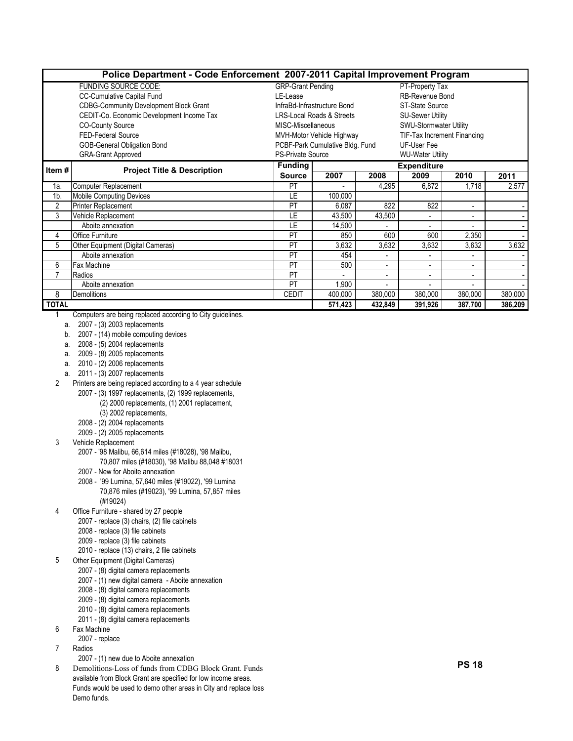# Police Department - Code Enforcement 2007-2011 Capital Improvement Program

| FUNDING SOURCE CODE: | | |
|---|---|---|
| CC-Cumulative Capital Fund | GRP-Grant Pending | PT-Property Tax |
| CDBG-Community Development Block Grant | LE-Lease | RB-Revenue Bond |
| CEDIT-Co. Economic Development Income Tax | InfraBd-Infrastructure Bond | ST-State Source |
| CO-County Source | LRS-Local Roads & Streets | SU-Sewer Utility |
| FED-Federal Source | MISC-Miscellaneous | SWU-Stormwater Utility |
| GOB-General Obligation Bond | MVH-Motor Vehicle Highway | TIF-Tax Increment Financing |
| GRA-Grant Approved | PCBF-Park Cumulative Bldg. Fund | UF-User Fee |
| | PS-Private Source | WU-Water Utility |

| Item # | Project Title & Description | Funding Source | Expenditure 2007 | 2008 | 2009 | 2010 | 2011 |
|---|---|---|---|---|---|---|---|
| 1a. | Computer Replacement | PT | - | 4,295 | 6,872 | 1,718 | 2,577 |
| 1b. | Mobile Computing Devices | LE | 100,000 | | | | |
| 2 | Printer Replacement | PT | 6,087 | 822 | 822 | - | - |
| 3 | Vehicle Replacement | LE | 43,500 | 43,500 | - | - | - |
| | Aboite annexation | LE | 14,500 | - | - | - | - |
| 4 | Office Furniture | PT | 850 | 600 | 600 | 2,350 | - |
| 5 | Other Equipment (Digital Cameras) | PT | 3,632 | 3,632 | 3,632 | 3,632 | 3,632 |
| | Aboite annexation | PT | 454 | - | - | - | - |
| 6 | Fax Machine | PT | 500 | - | - | - | - |
| 7 | Radios | PT | - | - | - | - | - |
| | Aboite annexation | PT | 1,900 | - | - | - | - |
| 8 | Demolitions | CEDIT | 400,000 | 380,000 | 380,000 | 380,000 | 380,000 |
| **TOTAL** | | | **571,423** | **432,849** | **391,926** | **387,700** | **386,209** |

1 Computers are being replaced according to City guidelines.
- a. 2007 - (3) 2003 replacements
- b. 2007 - (14) mobile computing devices
- a. 2008 - (5) 2004 replacements
- a. 2009 - (8) 2005 replacements
- a. 2010 - (2) 2006 replacements
- a. 2011 - (3) 2007 replacements

2 Printers are being replaced according to a 4 year schedule
- 2007 - (3) 1997 replacements, (2) 1999 replacements, (2) 2000 replacements, (1) 2001 replacement, (3) 2002 replacements,
- 2008 - (2) 2004 replacements
- 2009 - (2) 2005 replacements

3 Vehicle Replacement
- 2007 - '98 Malibu, 66,614 miles (#18028), '98 Malibu, 70,807 miles (#18030), '98 Malibu 88,048 #18031
- 2007 - New for Aboite annexation
- 2008 - '99 Lumina, 57,640 miles (#19022), '99 Lumina 70,876 miles (#19023), '99 Lumina, 57,857 miles (#19024)

4 Office Furniture - shared by 27 people
- 2007 - replace (3) chairs, (2) file cabinets
- 2008 - replace (3) file cabinets
- 2009 - replace (3) file cabinets
- 2010 - replace (13) chairs, 2 file cabinets

5 Other Equipment (Digital Cameras)
- 2007 - (8) digital camera replacements
- 2007 - (1) new digital camera - Aboite annexation
- 2008 - (8) digital camera replacements
- 2009 - (8) digital camera replacements
- 2010 - (8) digital camera replacements
- 2011 - (8) digital camera replacements

6 Fax Machine
- 2007 - replace

7 Radios
- 2007 - (1) new due to Aboite annexation

8 Demolitions-Loss of funds from CDBG Block Grant. Funds available from Block Grant are specified for low income areas. Funds would be used to demo other areas in City and replace loss Demo funds.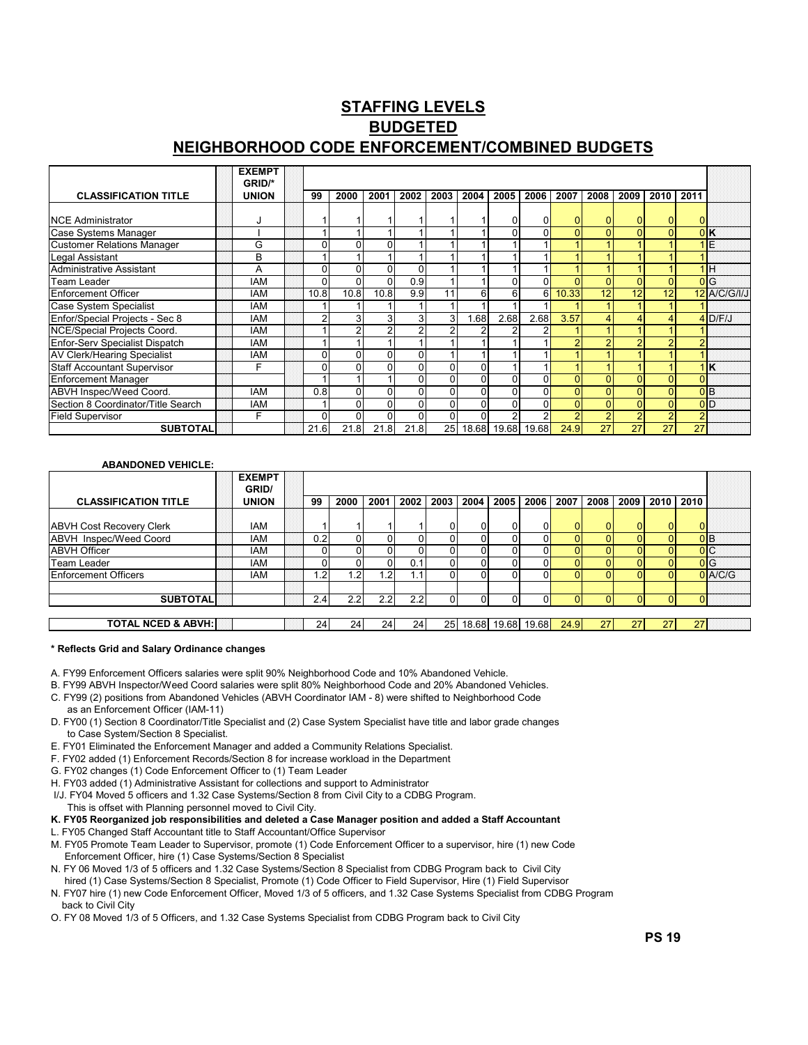# STAFFING LEVELS

## BUDGETED

## NEIGHBORHOOD CODE ENFORCEMENT/COMBINED BUDGETS

| CLASSIFICATION TITLE | EXEMPT GRID/* UNION | 99 | 2000 | 2001 | 2002 | 2003 | 2004 | 2005 | 2006 | 2007 | 2008 | 2009 | 2010 | 2011 | |
|---|---|---|---|---|---|---|---|---|---|---|---|---|---|---|---|
| NCE Administrator | J | 1 | 1 | 1 | 1 | 1 | 1 | 0 | 0 | 0 | 0 | 0 | 0 | 0 | |
| Case Systems Manager | I | 1 | 1 | 1 | 1 | 1 | 1 | 0 | 0 | 0 | 0 | 0 | 0 | 0 | K |
| Customer Relations Manager | G | 0 | 0 | 0 | 1 | 1 | 1 | 1 | 1 | 1 | 1 | 1 | 1 | 1 | E |
| Legal Assistant | B | 1 | 1 | 1 | 1 | 1 | 1 | 1 | 1 | 1 | 1 | 1 | 1 | 1 | |
| Administrative Assistant | A | 0 | 0 | 0 | 0 | 1 | 1 | 1 | 1 | 1 | 1 | 1 | 1 | 1 | H |
| Team Leader | IAM | 0 | 0 | 0 | 0.9 | 1 | 1 | 0 | 0 | 0 | 0 | 0 | 0 | 0 | G |
| Enforcement Officer | IAM | 10.8 | 10.8 | 10.8 | 9.9 | 11 | 6 | 6 | 6 | 10.33 | 12 | 12 | 12 | 12 | A/C/G/I/J |
| Case System Specialist | IAM | 1 | 1 | 1 | 1 | 1 | 1 | 1 | 1 | 1 | 1 | 1 | 1 | 1 | |
| Enfor/Special Projects - Sec 8 | IAM | 2 | 3 | 3 | 3 | 3 | 1.68 | 2.68 | 2.68 | 3.57 | 4 | 4 | 4 | 4 | D/F/J |
| NCE/Special Projects Coord. | IAM | 1 | 2 | 2 | 2 | 2 | 2 | 2 | 2 | 1 | 1 | 1 | 1 | 1 | |
| Enfor-Serv Specialist Dispatch | IAM | 1 | 1 | 1 | 1 | 1 | 1 | 1 | 1 | 2 | 2 | 2 | 2 | 2 | |
| AV Clerk/Hearing Specialist | IAM | 0 | 0 | 0 | 0 | 1 | 1 | 1 | 1 | 1 | 1 | 1 | 1 | 1 | |
| Staff Accountant Supervisor | F | 0 | 0 | 0 | 0 | 0 | 0 | 1 | 1 | 1 | 1 | 1 | 1 | 1 | K |
| Enforcement Manager | | 1 | 1 | 1 | 0 | 0 | 0 | 0 | 0 | 0 | 0 | 0 | 0 | 0 | |
| ABVH Inspec/Weed Coord. | IAM | 0.8 | 0 | 0 | 0 | 0 | 0 | 0 | 0 | 0 | 0 | 0 | 0 | 0 | B |
| Section 8 Coordinator/Title Search | IAM | 1 | 0 | 0 | 0 | 0 | 0 | 0 | 0 | 0 | 0 | 0 | 0 | 0 | D |
| Field Supervisor | F | 0 | 0 | 0 | 0 | 0 | 0 | 2 | 2 | 2 | 2 | 2 | 2 | 2 | |
| **SUBTOTAL** | | 21.6 | 21.8 | 21.8 | 21.8 | 25 | 18.68 | 19.68 | 19.68 | 24.9 | 27 | 27 | 27 | 27 | |

**ABANDONED VEHICLE:**

| CLASSIFICATION TITLE | EXEMPT GRID/ UNION | 99 | 2000 | 2001 | 2002 | 2003 | 2004 | 2005 | 2006 | 2007 | 2008 | 2009 | 2010 | 2010 | |
|---|---|---|---|---|---|---|---|---|---|---|---|---|---|---|---|
| ABVH Cost Recovery Clerk | IAM | 1 | 1 | 1 | 1 | 0 | 0 | 0 | 0 | 0 | 0 | 0 | 0 | 0 | |
| ABVH Inspec/Weed Coord | IAM | 0.2 | 0 | 0 | 0 | 0 | 0 | 0 | 0 | 0 | 0 | 0 | 0 | 0 | B |
| ABVH Officer | IAM | 0 | 0 | 0 | 0 | 0 | 0 | 0 | 0 | 0 | 0 | 0 | 0 | 0 | C |
| Team Leader | IAM | 0 | 0 | 0 | 0.1 | 0 | 0 | 0 | 0 | 0 | 0 | 0 | 0 | 0 | G |
| Enforcement Officers | IAM | 1.2 | 1.2 | 1.2 | 1.1 | 0 | 0 | 0 | 0 | 0 | 0 | 0 | 0 | 0 | A/C/G |
| **SUBTOTAL** | | 2.4 | 2.2 | 2.2 | 2.2 | 0 | 0 | 0 | 0 | 0 | 0 | 0 | 0 | 0 | |
| **TOTAL NCED & ABVH:** | | 24 | 24 | 24 | 24 | 25 | 18.68 | 19.68 | 19.68 | 24.9 | 27 | 27 | 27 | 27 | |

**\* Reflects Grid and Salary Ordinance changes**

A. FY99 Enforcement Officers salaries were split 90% Neighborhood Code and 10% Abandoned Vehicle.
B. FY99 ABVH Inspector/Weed Coord salaries were split 80% Neighborhood Code and 20% Abandoned Vehicles.
C. FY99 (2) positions from Abandoned Vehicles (ABVH Coordinator IAM - 8) were shifted to Neighborhood Code as an Enforcement Officer (IAM-11)
D. FY00 (1) Section 8 Coordinator/Title Specialist and (2) Case System Specialist have title and labor grade changes to Case System/Section 8 Specialist.
E. FY01 Eliminated the Enforcement Manager and added a Community Relations Specialist.
F. FY02 added (1) Enforcement Records/Section 8 for increase workload in the Department
G. FY02 changes (1) Code Enforcement Officer to (1) Team Leader
H. FY03 added (1) Administrative Assistant for collections and support to Administrator
I/J. FY04 Moved 5 officers and 1.32 Case Systems/Section 8 from Civil City to a CDBG Program. This is offset with Planning personnel moved to Civil City.
**K. FY05 Reorganized job responsibilities and deleted a Case Manager position and added a Staff Accountant**
L. FY05 Changed Staff Accountant title to Staff Accountant/Office Supervisor
M. FY05 Promote Team Leader to Supervisor, promote (1) Code Enforcement Officer to a supervisor, hire (1) new Code Enforcement Officer, hire (1) Case Systems/Section 8 Specialist
N. FY 06 Moved 1/3 of 5 officers and 1.32 Case Systems/Section 8 Specialist from CDBG Program back to Civil City hired (1) Case Systems/Section 8 Specialist, Promote (1) Code Officer to Field Supervisor, Hire (1) Field Supervisor
N. FY07 hire (1) new Code Enforcement Officer, Moved 1/3 of 5 officers, and 1.32 Case Systems Specialist from CDBG Program back to Civil City
O. FY 08 Moved 1/3 of 5 Officers, and 1.32 Case Systems Specialist from CDBG Program back to Civil City